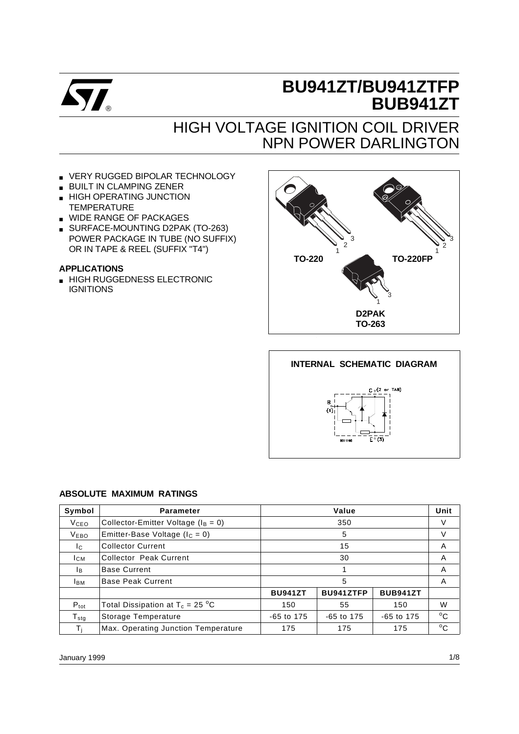# BU941ZT/BU941ZTFP
# BUB941ZT

## HIGH VOLTAGE IGNITION COIL DRIVER NPN POWER DARLINGTON

- VERY RUGGED BIPOLAR TECHNOLOGY
- BUILT IN CLAMPING ZENER
- HIGH OPERATING JUNCTION TEMPERATURE
- WIDE RANGE OF PACKAGES
- SURFACE-MOUNTING D2PAK (TO-263) POWER PACKAGE IN TUBE (NO SUFFIX) OR IN TAPE & REEL (SUFFIX "T4")

**APPLICATIONS**

- HIGH RUGGEDNESS ELECTRONIC IGNITIONS

TO-220 TO-220FP D2PAK TO-263

**INTERNAL SCHEMATIC DIAGRAM**

### ABSOLUTE MAXIMUM RATINGS

| Symbol | Parameter | Value | | | Unit |
|---|---|---|---|---|---|
| $V_{CEO}$ | Collector-Emitter Voltage ($I_B = 0$) | 350 | | | V |
| $V_{EBO}$ | Emitter-Base Voltage ($I_C = 0$) | 5 | | | V |
| $I_C$ | Collector Current | 15 | | | A |
| $I_{CM}$ | Collector Peak Current | 30 | | | A |
| $I_B$ | Base Current | 1 | | | A |
| $I_{BM}$ | Base Peak Current | 5 | | | A |
| | | BU941ZT | BU941ZTFP | BUB941ZT | |
| $P_{tot}$ | Total Dissipation at $T_c = 25\ ^oC$ | 150 | 55 | 150 | W |
| $T_{stg}$ | Storage Temperature | -65 to 175 | -65 to 175 | -65 to 175 | $^oC$ |
| $T_j$ | Max. Operating Junction Temperature | 175 | 175 | 175 | $^oC$ |

January 1999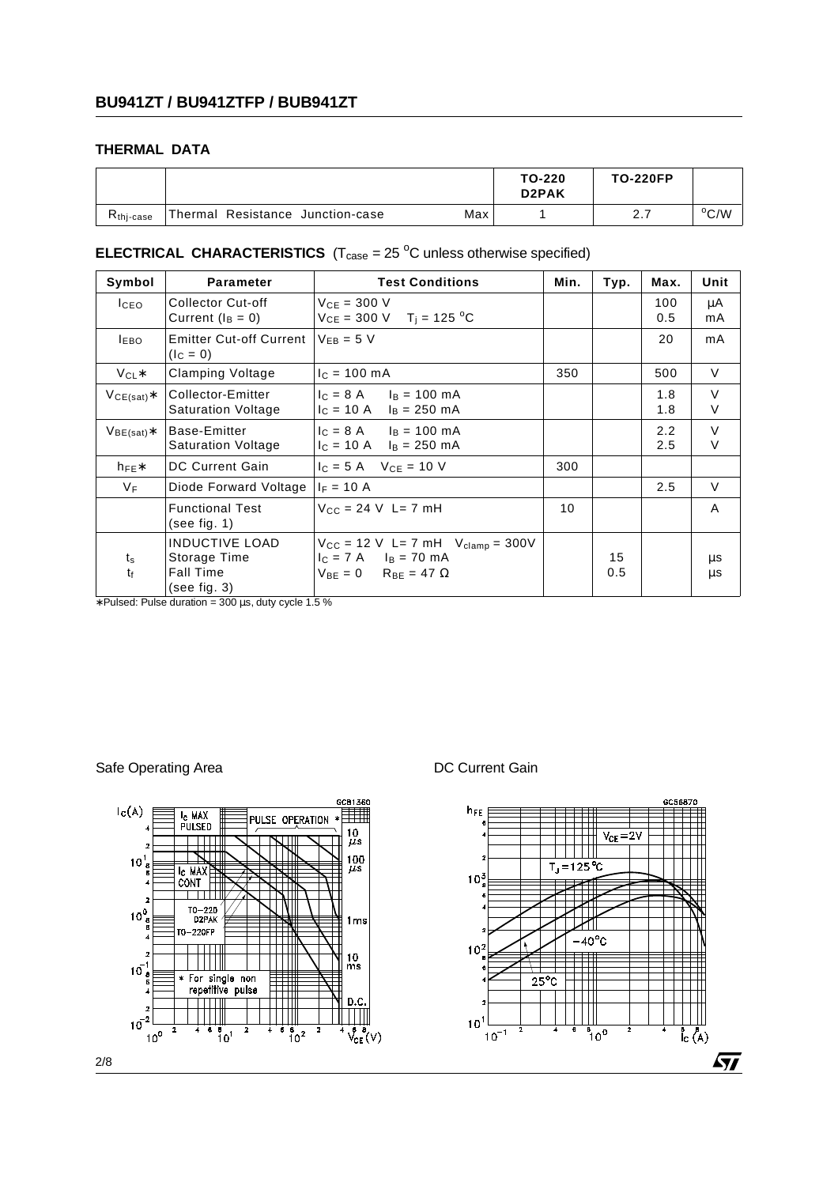## THERMAL DATA

| | | | TO-220 D2PAK | TO-220FP | |
|---|---|---|---|---|---|
| $R_{thj-case}$ | Thermal Resistance Junction-case | Max | 1 | 2.7 | $^oC/W$ |

## ELECTRICAL CHARACTERISTICS ($T_{case}$ = 25 $^oC$ unless otherwise specified)

| Symbol | Parameter | Test Conditions | Min. | Typ. | Max. | Unit |
|---|---|---|---|---|---|---|
| $I_{CEO}$ | Collector Cut-off Current ($I_B$ = 0) | $V_{CE}$ = 300 V<br>$V_{CE}$ = 300 V $T_j$ = 125 $^oC$ | | | 100<br>0.5 | μA<br>mA |
| $I_{EBO}$ | Emitter Cut-off Current ($I_C$ = 0) | $V_{EB}$ = 5 V | | | 20 | mA |
| $V_{CL}$∗ | Clamping Voltage | $I_C$ = 100 mA | 350 | | 500 | V |
| $V_{CE(sat)}$∗ | Collector-Emitter Saturation Voltage | $I_C$ = 8 A $I_B$ = 100 mA<br>$I_C$ = 10 A $I_B$ = 250 mA | | | 1.8<br>1.8 | V<br>V |
| $V_{BE(sat)}$∗ | Base-Emitter Saturation Voltage | $I_C$ = 8 A $I_B$ = 100 mA<br>$I_C$ = 10 A $I_B$ = 250 mA | | | 2.2<br>2.5 | V<br>V |
| $h_{FE}$∗ | DC Current Gain | $I_C$ = 5 A $V_{CE}$ = 10 V | 300 | | | |
| $V_F$ | Diode Forward Voltage | $I_F$ = 10 A | | | 2.5 | V |
| | Functional Test (see fig. 1) | $V_{CC}$ = 24 V L= 7 mH | 10 | | | A |
| $t_s$<br>$t_f$ | INDUCTIVE LOAD<br>Storage Time<br>Fall Time<br>(see fig. 3) | $V_{CC}$ = 12 V L= 7 mH $V_{clamp}$ = 300V<br>$I_C$ = 7 A $I_B$ = 70 mA<br>$V_{BE}$ = 0 $R_{BE}$ = 47 Ω | | 15<br>0.5 | | μs<br>μs |

∗Pulsed: Pulse duration = 300 μs, duty cycle 1.5 %

Safe Operating Area

DC Current Gain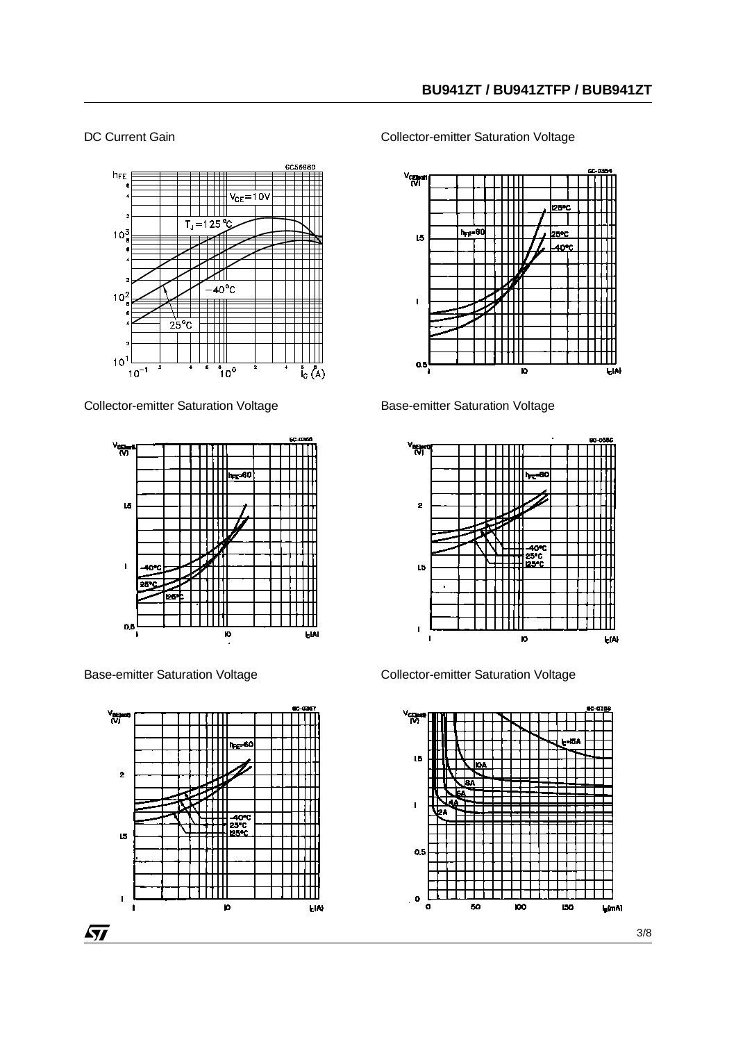DC Current Gain

Collector-emitter Saturation Voltage

Collector-emitter Saturation Voltage

Base-emitter Saturation Voltage

Base-emitter Saturation Voltage

Collector-emitter Saturation Voltage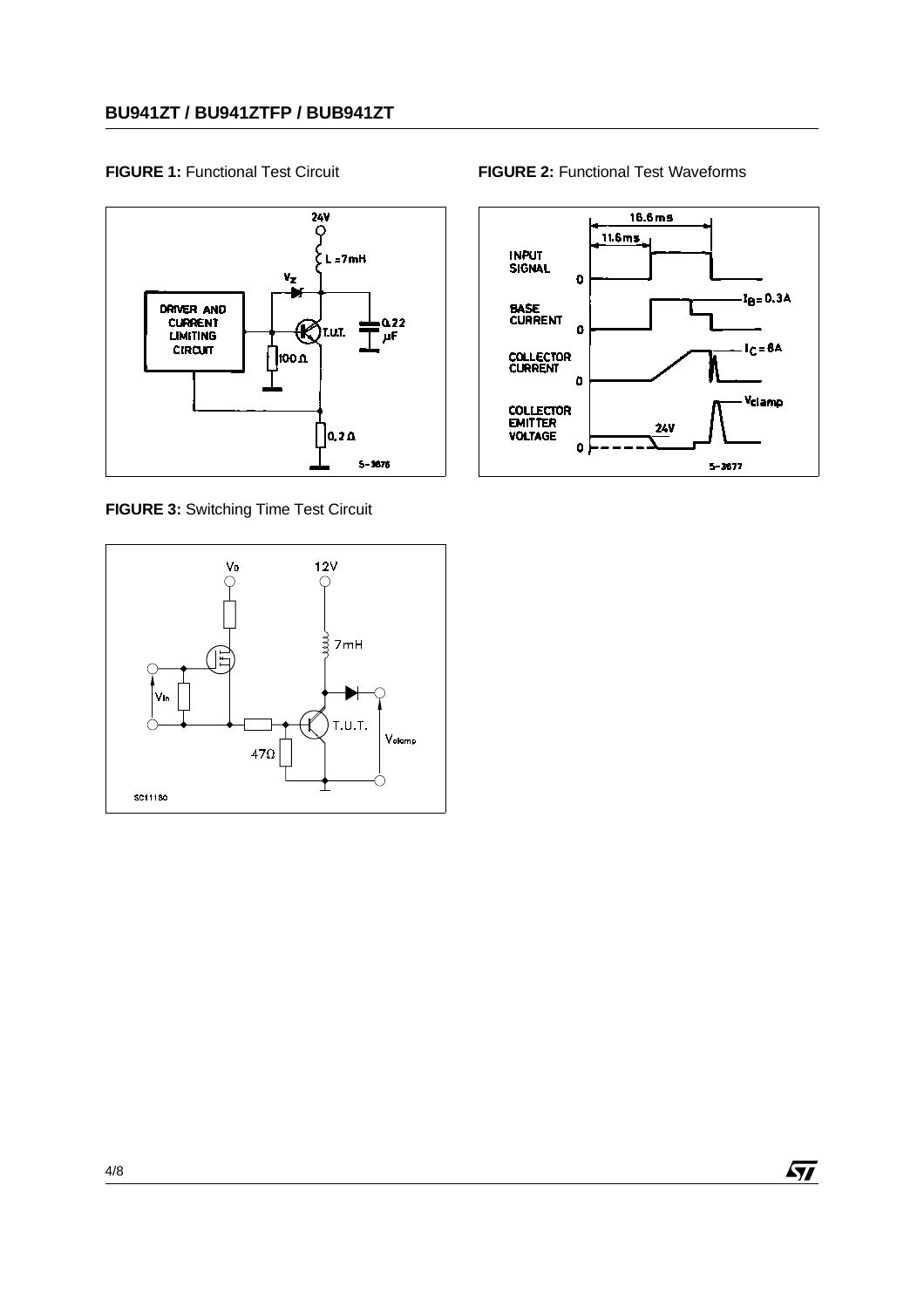**FIGURE 1:** Functional Test Circuit

**FIGURE 2:** Functional Test Waveforms

**FIGURE 3:** Switching Time Test Circuit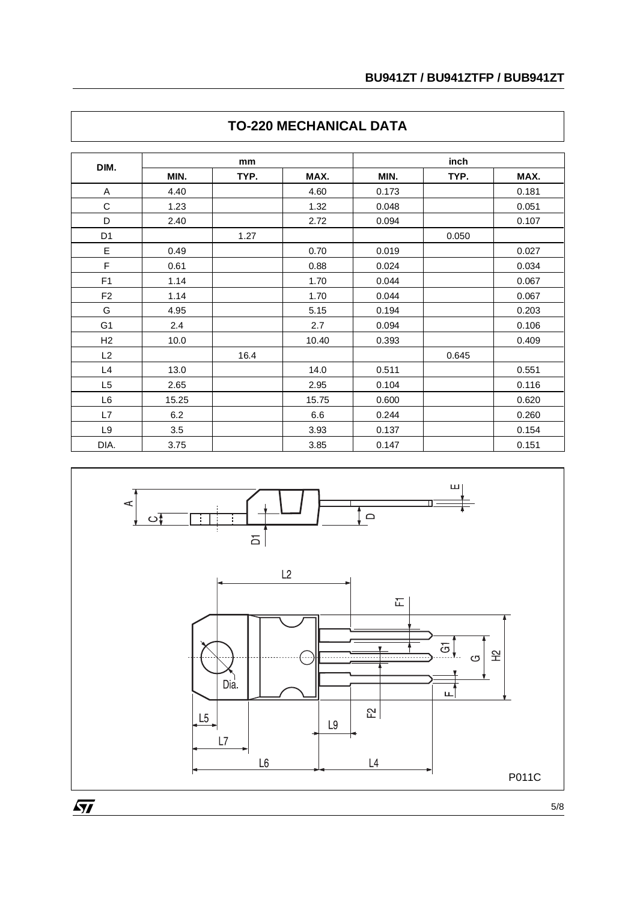## TO-220 MECHANICAL DATA

| DIM. | mm | | | inch | | |
|---|---|---|---|---|---|---|
| | MIN. | TYP. | MAX. | MIN. | TYP. | MAX. |
| A | 4.40 | | 4.60 | 0.173 | | 0.181 |
| C | 1.23 | | 1.32 | 0.048 | | 0.051 |
| D | 2.40 | | 2.72 | 0.094 | | 0.107 |
| D1 | | 1.27 | | | 0.050 | |
| E | 0.49 | | 0.70 | 0.019 | | 0.027 |
| F | 0.61 | | 0.88 | 0.024 | | 0.034 |
| F1 | 1.14 | | 1.70 | 0.044 | | 0.067 |
| F2 | 1.14 | | 1.70 | 0.044 | | 0.067 |
| G | 4.95 | | 5.15 | 0.194 | | 0.203 |
| G1 | 2.4 | | 2.7 | 0.094 | | 0.106 |
| H2 | 10.0 | | 10.40 | 0.393 | | 0.409 |
| L2 | | 16.4 | | | 0.645 | |
| L4 | 13.0 | | 14.0 | 0.511 | | 0.551 |
| L5 | 2.65 | | 2.95 | 0.104 | | 0.116 |
| L6 | 15.25 | | 15.75 | 0.600 | | 0.620 |
| L7 | 6.2 | | 6.6 | 0.244 | | 0.260 |
| L9 | 3.5 | | 3.93 | 0.137 | | 0.154 |
| DIA. | 3.75 | | 3.85 | 0.147 | | 0.151 |

P011C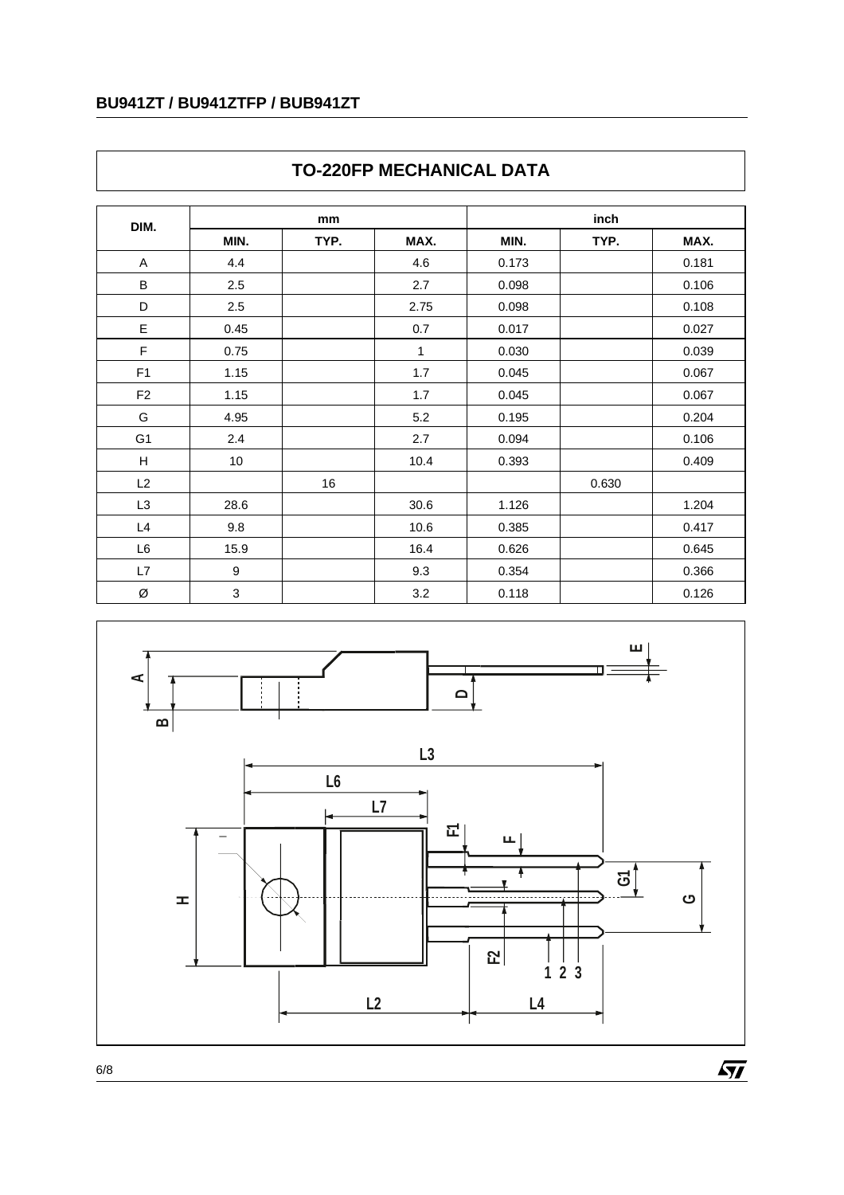## TO-220FP MECHANICAL DATA

| DIM. | mm | | | inch | | |
|---|---|---|---|---|---|---|
| | MIN. | TYP. | MAX. | MIN. | TYP. | MAX. |
| A | 4.4 | | 4.6 | 0.173 | | 0.181 |
| B | 2.5 | | 2.7 | 0.098 | | 0.106 |
| D | 2.5 | | 2.75 | 0.098 | | 0.108 |
| E | 0.45 | | 0.7 | 0.017 | | 0.027 |
| F | 0.75 | | 1 | 0.030 | | 0.039 |
| F1 | 1.15 | | 1.7 | 0.045 | | 0.067 |
| F2 | 1.15 | | 1.7 | 0.045 | | 0.067 |
| G | 4.95 | | 5.2 | 0.195 | | 0.204 |
| G1 | 2.4 | | 2.7 | 0.094 | | 0.106 |
| H | 10 | | 10.4 | 0.393 | | 0.409 |
| L2 | | 16 | | | 0.630 | |
| L3 | 28.6 | | 30.6 | 1.126 | | 1.204 |
| L4 | 9.8 | | 10.6 | 0.385 | | 0.417 |
| L6 | 15.9 | | 16.4 | 0.626 | | 0.645 |
| L7 | 9 | | 9.3 | 0.354 | | 0.366 |
| Ø | 3 | | 3.2 | 0.118 | | 0.126 |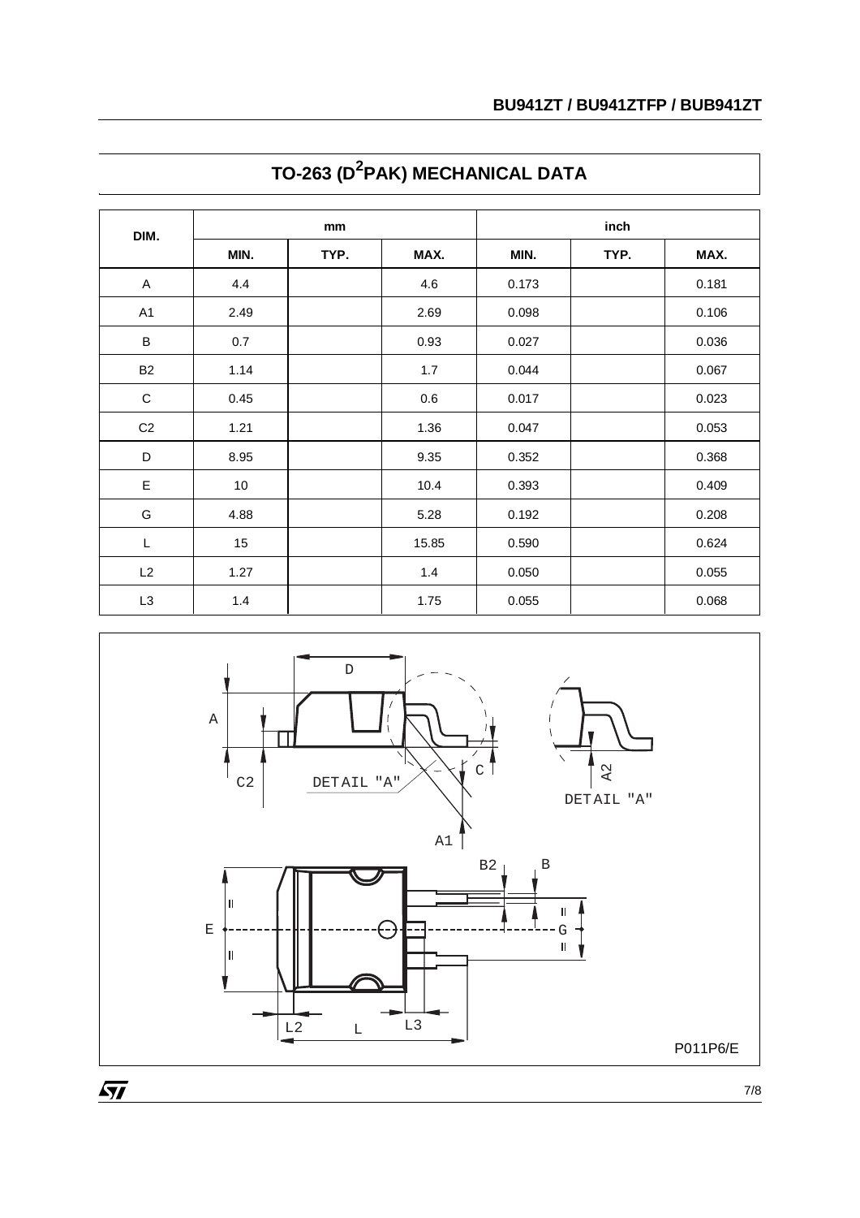# TO-263 ($D^2$PAK) MECHANICAL DATA

| DIM. | mm | | | inch | | |
|---|---|---|---|---|---|---|
| | MIN. | TYP. | MAX. | MIN. | TYP. | MAX. |
| A | 4.4 | | 4.6 | 0.173 | | 0.181 |
| A1 | 2.49 | | 2.69 | 0.098 | | 0.106 |
| B | 0.7 | | 0.93 | 0.027 | | 0.036 |
| B2 | 1.14 | | 1.7 | 0.044 | | 0.067 |
| C | 0.45 | | 0.6 | 0.017 | | 0.023 |
| C2 | 1.21 | | 1.36 | 0.047 | | 0.053 |
| D | 8.95 | | 9.35 | 0.352 | | 0.368 |
| E | 10 | | 10.4 | 0.393 | | 0.409 |
| G | 4.88 | | 5.28 | 0.192 | | 0.208 |
| L | 15 | | 15.85 | 0.590 | | 0.624 |
| L2 | 1.27 | | 1.4 | 0.050 | | 0.055 |
| L3 | 1.4 | | 1.75 | 0.055 | | 0.068 |

P011P6/E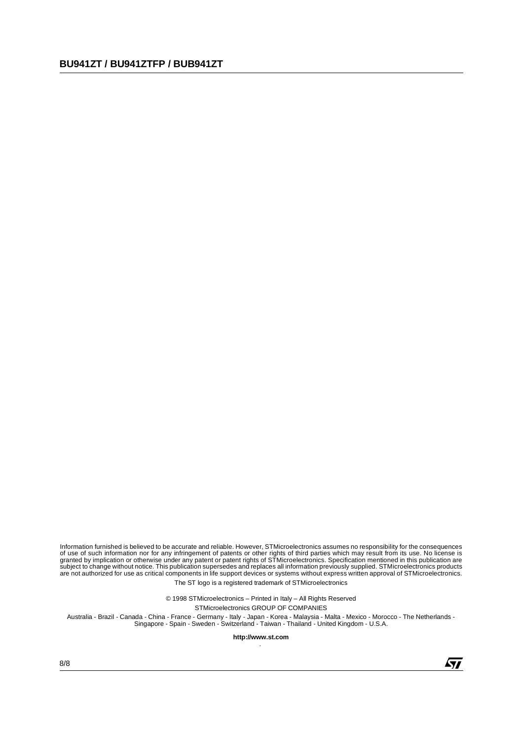Information furnished is believed to be accurate and reliable. However, STMicroelectronics assumes no responsibility for the consequences of use of such information nor for any infringement of patents or other rights of third parties which may result from its use. No license is granted by implication or otherwise under any patent or patent rights of STMicroelectronics. Specification mentioned in this publication are subject to change without notice. This publication supersedes and replaces all information previously supplied. STMicroelectronics products are not authorized for use as critical components in life support devices or systems without express written approval of STMicroelectronics.

The ST logo is a registered trademark of STMicroelectronics

© 1998 STMicroelectronics – Printed in Italy – All Rights Reserved

STMicroelectronics GROUP OF COMPANIES

Australia - Brazil - Canada - China - France - Germany - Italy - Japan - Korea - Malaysia - Malta - Mexico - Morocco - The Netherlands - Singapore - Spain - Sweden - Switzerland - Taiwan - Thailand - United Kingdom - U.S.A.

**http://www.st.com**